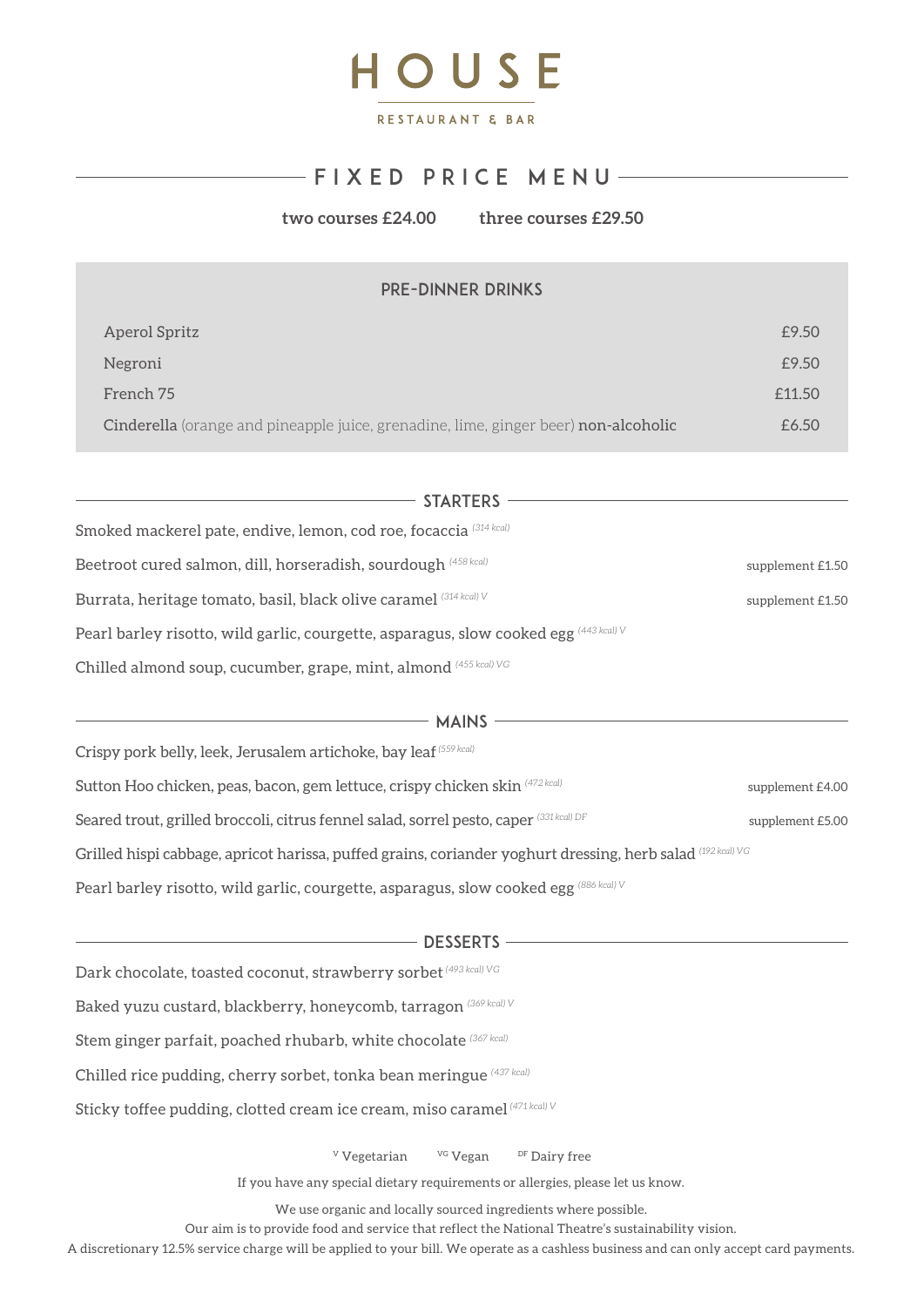# HOUSE

RESTAURANT & BAR

## FIXED PRICE MENU

**two courses £24.00** **three courses £29.50**

### PRE-DINNER DRINKS

| | |
|---|---|
| Aperol Spritz | £9.50 |
| Negroni | £9.50 |
| French 75 | £11.50 |
| **Cinderella** (orange and pineapple juice, grenadine, lime, ginger beer) **non-alcoholic** | £6.50 |

### STARTERS

Smoked mackerel pate, endive, lemon, cod roe, focaccia *(314 kcal)*

Beetroot cured salmon, dill, horseradish, sourdough *(458 kcal)* — supplement £1.50

Burrata, heritage tomato, basil, black olive caramel *(314 kcal) V* — supplement £1.50

Pearl barley risotto, wild garlic, courgette, asparagus, slow cooked egg *(443 kcal) V*

Chilled almond soup, cucumber, grape, mint, almond *(455 kcal) VG*

### MAINS

Crispy pork belly, leek, Jerusalem artichoke, bay leaf *(559 kcal)*

Sutton Hoo chicken, peas, bacon, gem lettuce, crispy chicken skin *(472 kcal)* — supplement £4.00

Seared trout, grilled broccoli, citrus fennel salad, sorrel pesto, caper *(331 kcal) DF* — supplement £5.00

Grilled hispi cabbage, apricot harissa, puffed grains, coriander yoghurt dressing, herb salad *(192 kcal) VG*

Pearl barley risotto, wild garlic, courgette, asparagus, slow cooked egg *(886 kcal) V*

### DESSERTS

Dark chocolate, toasted coconut, strawberry sorbet *(493 kcal) VG*

Baked yuzu custard, blackberry, honeycomb, tarragon *(369 kcal) V*

Stem ginger parfait, poached rhubarb, white chocolate *(367 kcal)*

Chilled rice pudding, cherry sorbet, tonka bean meringue *(437 kcal)*

Sticky toffee pudding, clotted cream ice cream, miso caramel *(471 kcal) V*

V Vegetarian   VG Vegan   DF Dairy free

If you have any special dietary requirements or allergies, please let us know.

We use organic and locally sourced ingredients where possible.
Our aim is to provide food and service that reflect the National Theatre's sustainability vision.
A discretionary 12.5% service charge will be applied to your bill. We operate as a cashless business and can only accept card payments.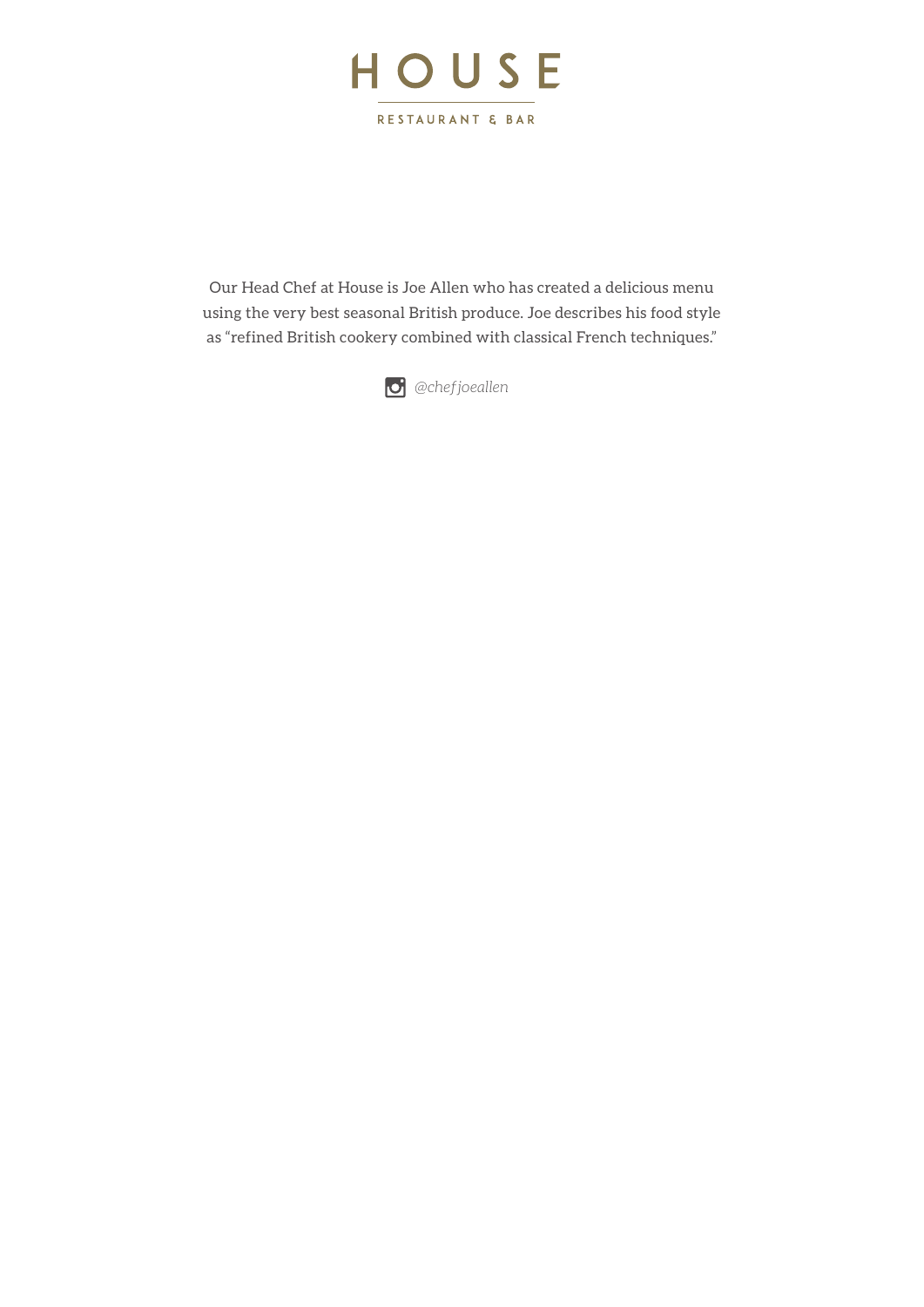# HOUSE

RESTAURANT & BAR

Our Head Chef at House is Joe Allen who has created a delicious menu using the very best seasonal British produce. Joe describes his food style as “refined British cookery combined with classical French techniques.”

*@chefjoeallen*